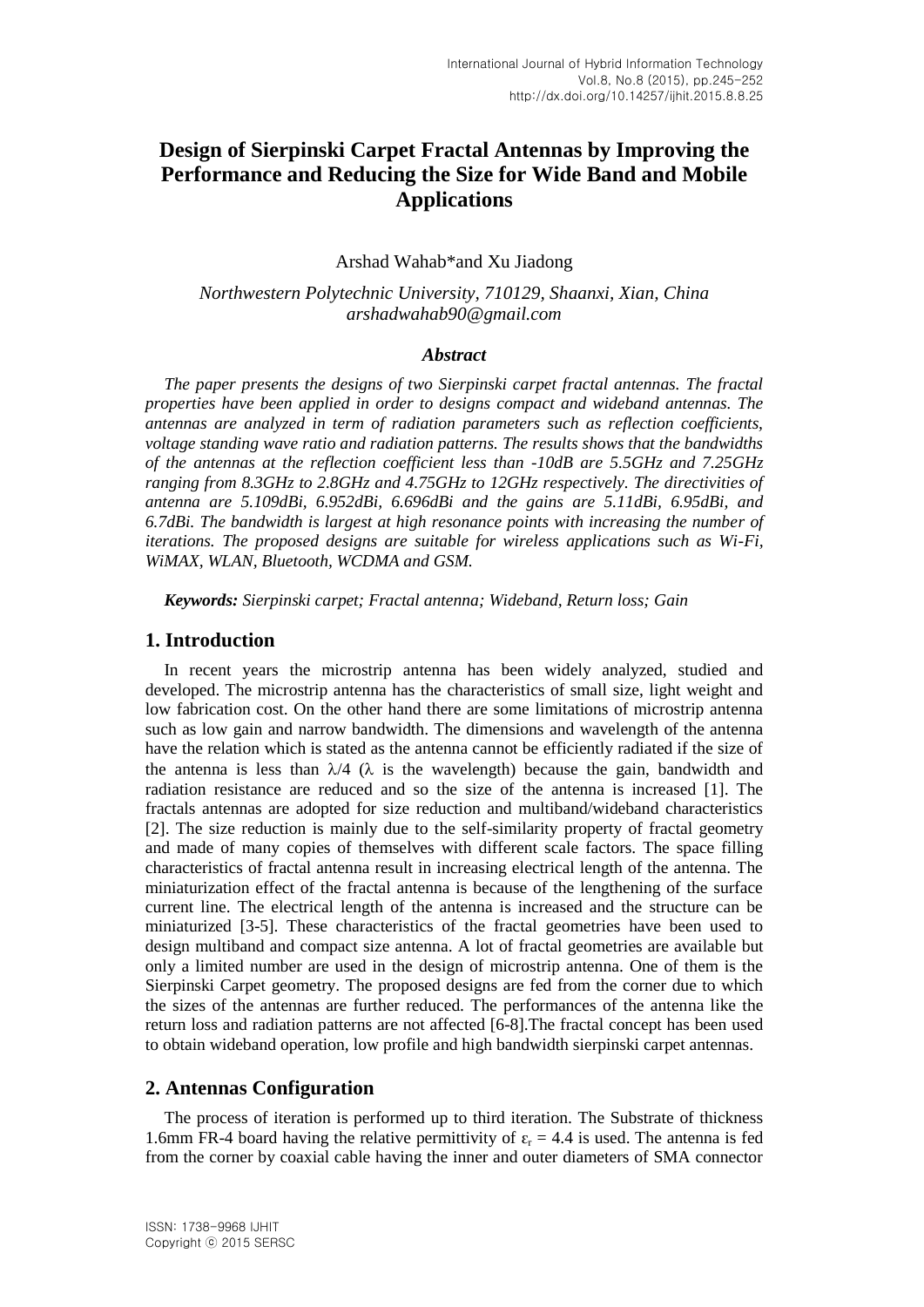# Design of Sierpinski Carpet Fractal Antennas by Improving the Performance and Reducing the Size for Wide Band and Mobile Applications

Arshad Wahab*and Xu Jiadong

*Northwestern Polytechnic University, 710129, Shaanxi, Xian, China*
*arshadwahab90@gmail.com*

### *Abstract*

*The paper presents the designs of two Sierpinski carpet fractal antennas. The fractal properties have been applied in order to designs compact and wideband antennas. The antennas are analyzed in term of radiation parameters such as reflection coefficients, voltage standing wave ratio and radiation patterns. The results shows that the bandwidths of the antennas at the reflection coefficient less than -10dB are 5.5GHz and 7.25GHz ranging from 8.3GHz to 2.8GHz and 4.75GHz to 12GHz respectively. The directivities of antenna are 5.109dBi, 6.952dBi, 6.696dBi and the gains are 5.11dBi, 6.95dBi, and 6.7dBi. The bandwidth is largest at high resonance points with increasing the number of iterations. The proposed designs are suitable for wireless applications such as Wi-Fi, WiMAX, WLAN, Bluetooth, WCDMA and GSM.*

***Keywords:*** *Sierpinski carpet; Fractal antenna; Wideband, Return loss; Gain*

## 1. Introduction

In recent years the microstrip antenna has been widely analyzed, studied and developed. The microstrip antenna has the characteristics of small size, light weight and low fabrication cost. On the other hand there are some limitations of microstrip antenna such as low gain and narrow bandwidth. The dimensions and wavelength of the antenna have the relation which is stated as the antenna cannot be efficiently radiated if the size of the antenna is less than $\lambda/4$ ($\lambda$ is the wavelength) because the gain, bandwidth and radiation resistance are reduced and so the size of the antenna is increased [1]. The fractals antennas are adopted for size reduction and multiband/wideband characteristics [2]. The size reduction is mainly due to the self-similarity property of fractal geometry and made of many copies of themselves with different scale factors. The space filling characteristics of fractal antenna result in increasing electrical length of the antenna. The miniaturization effect of the fractal antenna is because of the lengthening of the surface current line. The electrical length of the antenna is increased and the structure can be miniaturized [3-5]. These characteristics of the fractal geometries have been used to design multiband and compact size antenna. A lot of fractal geometries are available but only a limited number are used in the design of microstrip antenna. One of them is the Sierpinski Carpet geometry. The proposed designs are fed from the corner due to which the sizes of the antennas are further reduced. The performances of the antenna like the return loss and radiation patterns are not affected [6-8].The fractal concept has been used to obtain wideband operation, low profile and high bandwidth sierpinski carpet antennas.

## 2. Antennas Configuration

The process of iteration is performed up to third iteration. The Substrate of thickness 1.6mm FR-4 board having the relative permittivity of $\varepsilon_r = 4.4$ is used. The antenna is fed from the corner by coaxial cable having the inner and outer diameters of SMA connector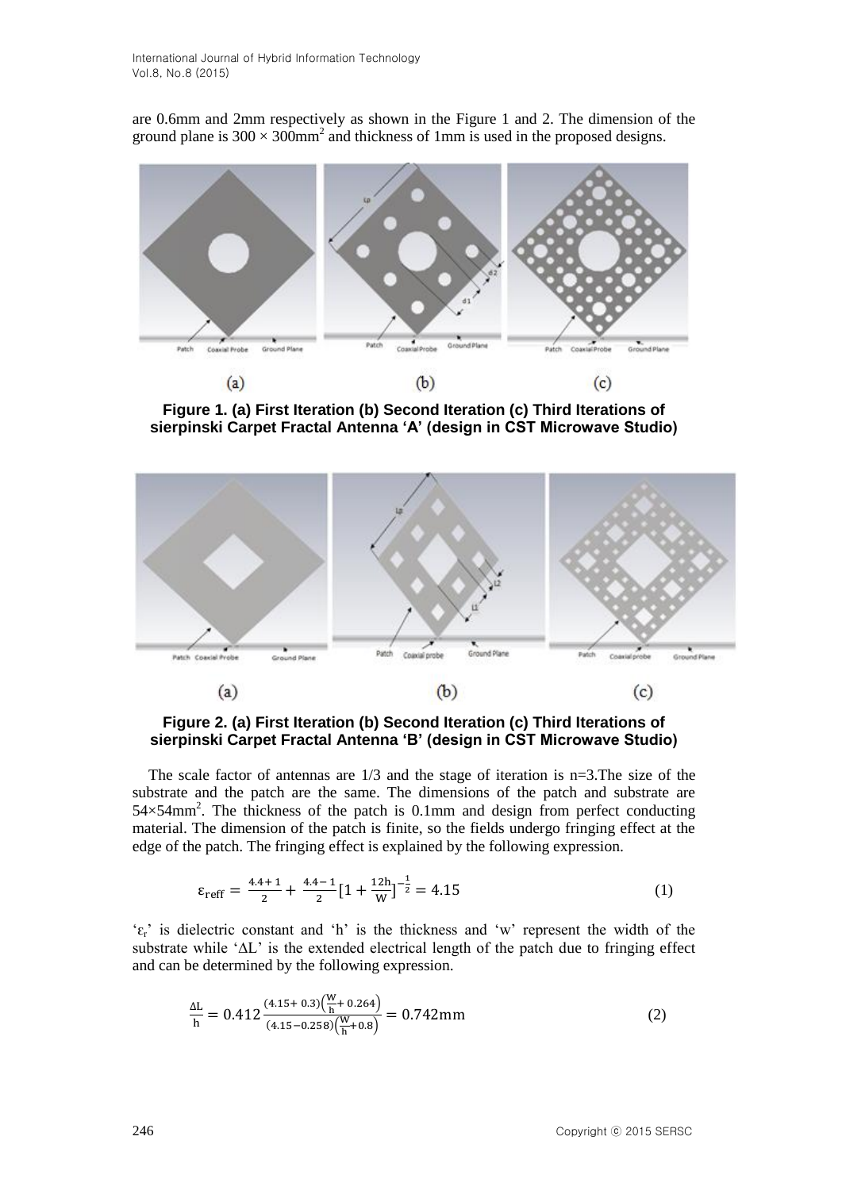are 0.6mm and 2mm respectively as shown in the Figure 1 and 2. The dimension of the ground plane is $300 \times 300\text{mm}^2$ and thickness of 1mm is used in the proposed designs.

**Figure 1. (a) First Iteration (b) Second Iteration (c) Third Iterations of sierpinski Carpet Fractal Antenna 'A' (design in CST Microwave Studio)**

**Figure 2. (a) First Iteration (b) Second Iteration (c) Third Iterations of sierpinski Carpet Fractal Antenna 'B' (design in CST Microwave Studio)**

The scale factor of antennas are 1/3 and the stage of iteration is n=3.The size of the substrate and the patch are the same. The dimensions of the patch and substrate are $54\times54\text{mm}^2$. The thickness of the patch is 0.1mm and design from perfect conducting material. The dimension of the patch is finite, so the fields undergo fringing effect at the edge of the patch. The fringing effect is explained by the following expression.

$$\varepsilon_{\text{reff}} = \frac{4.4+1}{2} + \frac{4.4-1}{2}\left[1+\frac{12\text{h}}{\text{W}}\right]^{-\frac{1}{2}} = 4.15 \quad (1)$$

'$\varepsilon_r$' is dielectric constant and 'h' is the thickness and 'w' represent the width of the substrate while '$\Delta$L' is the extended electrical length of the patch due to fringing effect and can be determined by the following expression.

$$\frac{\Delta\text{L}}{\text{h}} = 0.412\frac{(4.15+0.3)\left(\frac{\text{W}}{\text{h}}+0.264\right)}{(4.15-0.258)\left(\frac{\text{W}}{\text{h}}+0.8\right)} = 0.742\text{mm} \quad (2)$$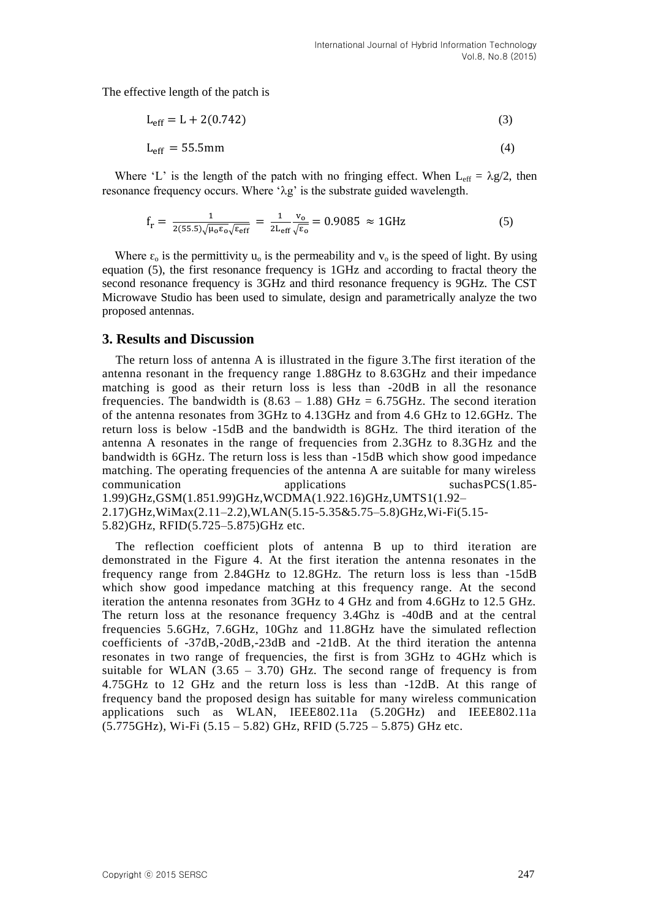The effective length of the patch is

$$L_{eff} = L + 2(0.742) \tag{3}$$

$$L_{eff} = 55.5\text{mm} \tag{4}$$

Where 'L' is the length of the patch with no fringing effect. When $L_{eff} = \lambda g/2$, then resonance frequency occurs. Where '$\lambda g$' is the substrate guided wavelength.

$$f_r = \frac{1}{2(55.5)\sqrt{\mu_o \varepsilon_o}\sqrt{\varepsilon_{eff}}} = \frac{1}{2L_{eff}}\frac{v_o}{\sqrt{\varepsilon_o}} = 0.9085 \approx 1\text{GHz} \tag{5}$$

Where $\varepsilon_o$ is the permittivity $u_o$ is the permeability and $v_o$ is the speed of light. By using equation (5), the first resonance frequency is 1GHz and according to fractal theory the second resonance frequency is 3GHz and third resonance frequency is 9GHz. The CST Microwave Studio has been used to simulate, design and parametrically analyze the two proposed antennas.

## 3. Results and Discussion

The return loss of antenna A is illustrated in the figure 3.The first iteration of the antenna resonant in the frequency range 1.88GHz to 8.63GHz and their impedance matching is good as their return loss is less than -20dB in all the resonance frequencies. The bandwidth is (8.63 – 1.88) GHz = 6.75GHz. The second iteration of the antenna resonates from 3GHz to 4.13GHz and from 4.6 GHz to 12.6GHz. The return loss is below -15dB and the bandwidth is 8GHz. The third iteration of the antenna A resonates in the range of frequencies from 2.3GHz to 8.3GHz and the bandwidth is 6GHz. The return loss is less than -15dB which show good impedance matching. The operating frequencies of the antenna A are suitable for many wireless communication applications suchasPCS(1.85-1.99)GHz,GSM(1.851.99)GHz,WCDMA(1.922.16)GHz,UMTS1(1.92–2.17)GHz,WiMax(2.11–2.2),WLAN(5.15-5.35&5.75–5.8)GHz,Wi-Fi(5.15-5.82)GHz, RFID(5.725–5.875)GHz etc.

The reflection coefficient plots of antenna B up to third iteration are demonstrated in the Figure 4. At the first iteration the antenna resonates in the frequency range from 2.84GHz to 12.8GHz. The return loss is less than -15dB which show good impedance matching at this frequency range. At the second iteration the antenna resonates from 3GHz to 4 GHz and from 4.6GHz to 12.5 GHz. The return loss at the resonance frequency 3.4Ghz is -40dB and at the central frequencies 5.6GHz, 7.6GHz, 10Ghz and 11.8GHz have the simulated reflection coefficients of -37dB,-20dB,-23dB and -21dB. At the third iteration the antenna resonates in two range of frequencies, the first is from 3GHz to 4GHz which is suitable for WLAN (3.65 – 3.70) GHz. The second range of frequency is from 4.75GHz to 12 GHz and the return loss is less than -12dB. At this range of frequency band the proposed design has suitable for many wireless communication applications such as WLAN, IEEE802.11a (5.20GHz) and IEEE802.11a (5.775GHz), Wi-Fi (5.15 – 5.82) GHz, RFID (5.725 – 5.875) GHz etc.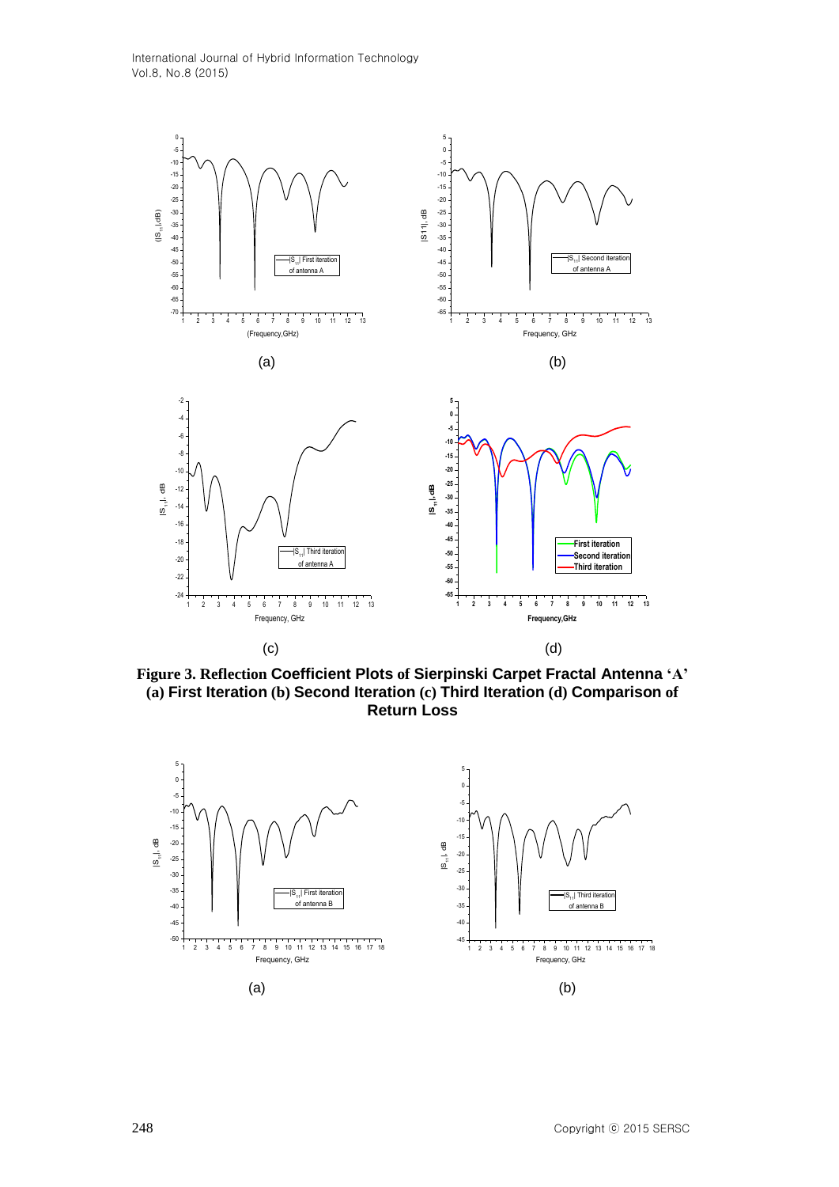(a) (b)

(c) (d)

**Figure 3. Reflection Coefficient Plots of Sierpinski Carpet Fractal Antenna 'A' (a) First Iteration (b) Second Iteration (c) Third Iteration (d) Comparison of Return Loss**

(a) (b)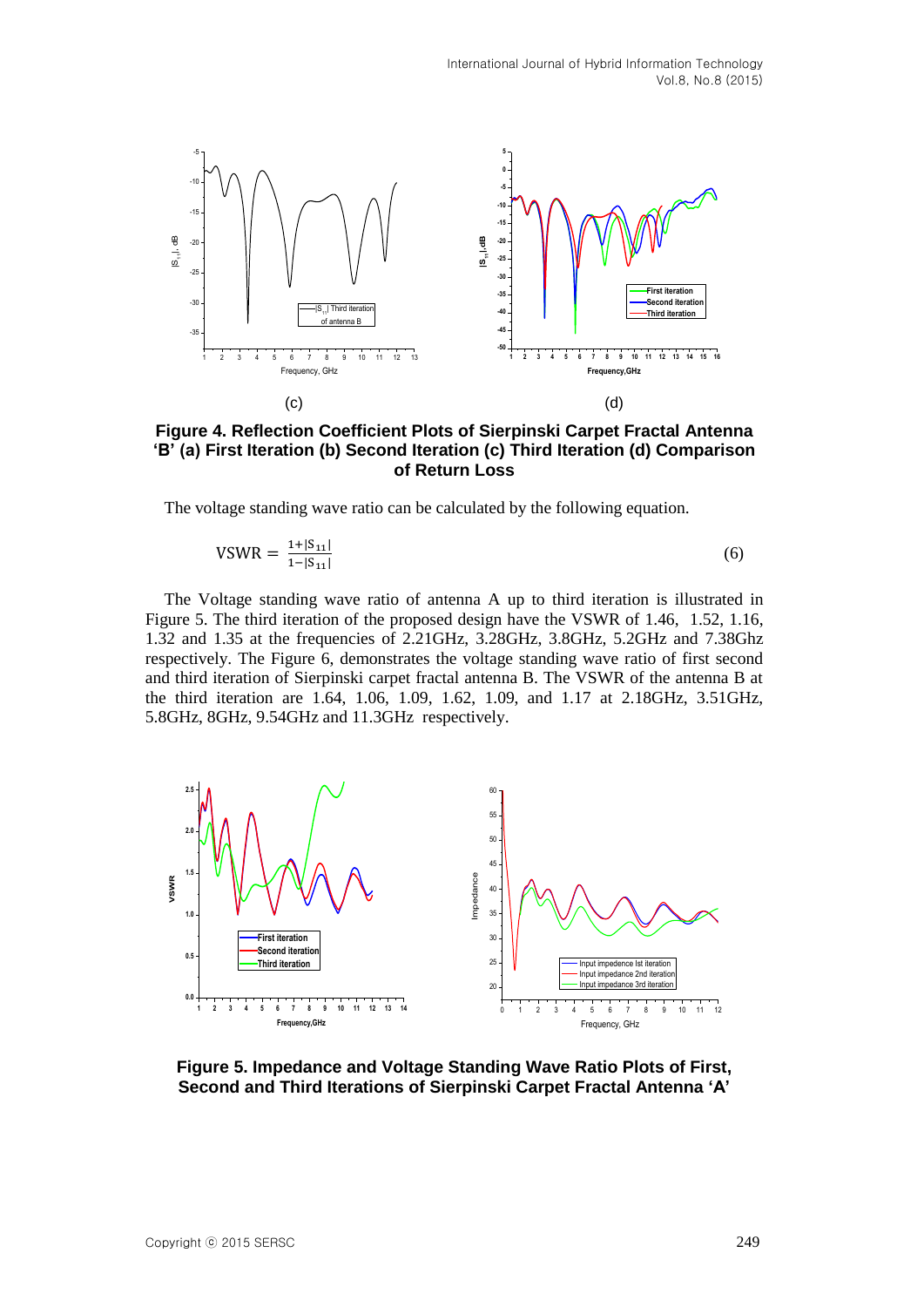(c) (d)

**Figure 4. Reflection Coefficient Plots of Sierpinski Carpet Fractal Antenna 'B' (a) First Iteration (b) Second Iteration (c) Third Iteration (d) Comparison of Return Loss**

The voltage standing wave ratio can be calculated by the following equation.

$$\mathrm{VSWR} = \frac{1+|S_{11}|}{1-|S_{11}|} \tag{6}$$

The Voltage standing wave ratio of antenna A up to third iteration is illustrated in Figure 5. The third iteration of the proposed design have the VSWR of 1.46, 1.52, 1.16, 1.32 and 1.35 at the frequencies of 2.21GHz, 3.28GHz, 3.8GHz, 5.2GHz and 7.38Ghz respectively. The Figure 6, demonstrates the voltage standing wave ratio of first second and third iteration of Sierpinski carpet fractal antenna B. The VSWR of the antenna B at the third iteration are 1.64, 1.06, 1.09, 1.62, 1.09, and 1.17 at 2.18GHz, 3.51GHz, 5.8GHz, 8GHz, 9.54GHz and 11.3GHz respectively.

**Figure 5. Impedance and Voltage Standing Wave Ratio Plots of First, Second and Third Iterations of Sierpinski Carpet Fractal Antenna 'A'**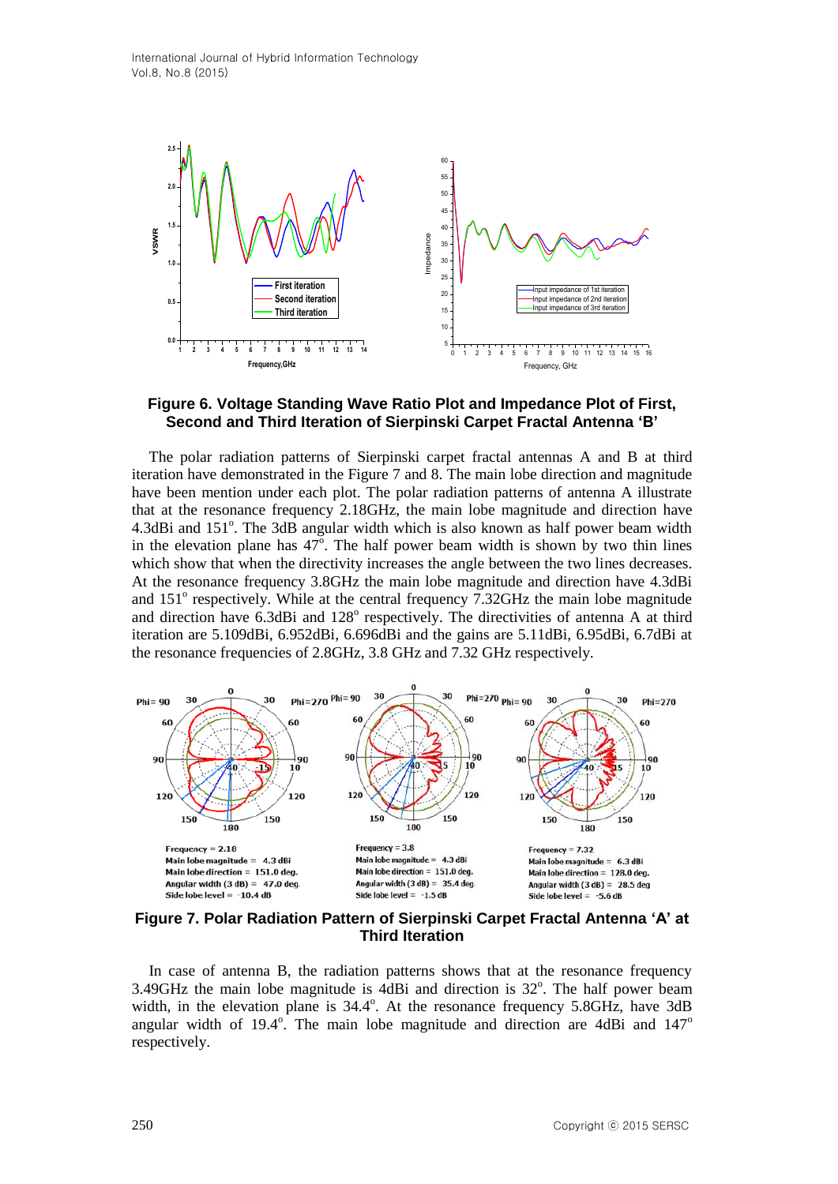**Figure 6. Voltage Standing Wave Ratio Plot and Impedance Plot of First, Second and Third Iteration of Sierpinski Carpet Fractal Antenna 'B'**

The polar radiation patterns of Sierpinski carpet fractal antennas A and B at third iteration have demonstrated in the Figure 7 and 8. The main lobe direction and magnitude have been mention under each plot. The polar radiation patterns of antenna A illustrate that at the resonance frequency 2.18GHz, the main lobe magnitude and direction have 4.3dBi and 151°. The 3dB angular width which is also known as half power beam width in the elevation plane has 47°. The half power beam width is shown by two thin lines which show that when the directivity increases the angle between the two lines decreases. At the resonance frequency 3.8GHz the main lobe magnitude and direction have 4.3dBi and 151° respectively. While at the central frequency 7.32GHz the main lobe magnitude and direction have 6.3dBi and 128° respectively. The directivities of antenna A at third iteration are 5.109dBi, 6.952dBi, 6.696dBi and the gains are 5.11dBi, 6.95dBi, 6.7dBi at the resonance frequencies of 2.8GHz, 3.8 GHz and 7.32 GHz respectively.

**Figure 7. Polar Radiation Pattern of Sierpinski Carpet Fractal Antenna 'A' at Third Iteration**

In case of antenna B, the radiation patterns shows that at the resonance frequency 3.49GHz the main lobe magnitude is 4dBi and direction is 32°. The half power beam width, in the elevation plane is 34.4°. At the resonance frequency 5.8GHz, have 3dB angular width of 19.4°. The main lobe magnitude and direction are 4dBi and 147° respectively.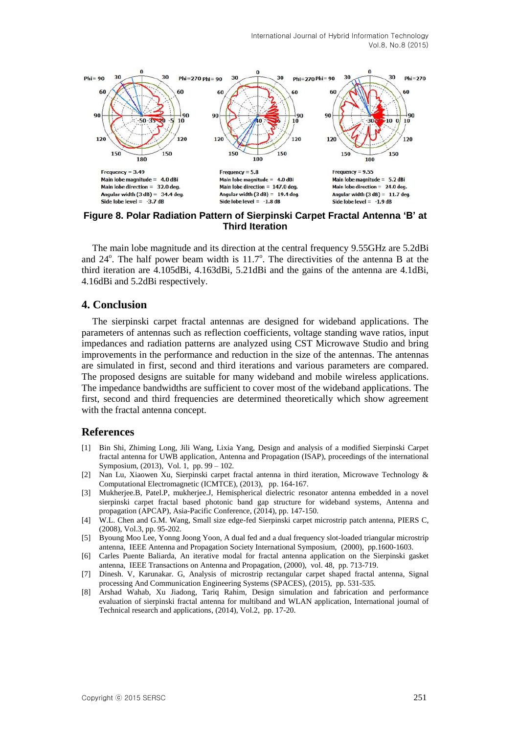Frequency = 3.49
Main lobe magnitude = 4.0 dBi
Main lobe direction = 32.0 deg.
Angular width (3 dB) = 34.4 deg.
Side lobe level = -3.7 dB

Frequency = 5.8
Main lobe magnitude = 4.0 dBi
Main lobe direction = 147.0 deg.
Angular width (3 dB) = 19.4 deg.
Side lobe level = -1.8 dB

Frequency = 9.55
Main lobe magnitude = 5.2 dBi
Main lobe direction = 24.0 deg.
Angular width (3 dB) = 11.7 deg.
Side lobe level = -1.9 dB

**Figure 8. Polar Radiation Pattern of Sierpinski Carpet Fractal Antenna 'B' at Third Iteration**

The main lobe magnitude and its direction at the central frequency 9.55GHz are 5.2dBi and 24°. The half power beam width is 11.7°. The directivities of the antenna B at the third iteration are 4.105dBi, 4.163dBi, 5.21dBi and the gains of the antenna are 4.1dBi, 4.16dBi and 5.2dBi respectively.

## 4. Conclusion

The sierpinski carpet fractal antennas are designed for wideband applications. The parameters of antennas such as reflection coefficients, voltage standing wave ratios, input impedances and radiation patterns are analyzed using CST Microwave Studio and bring improvements in the performance and reduction in the size of the antennas. The antennas are simulated in first, second and third iterations and various parameters are compared. The proposed designs are suitable for many wideband and mobile wireless applications. The impedance bandwidths are sufficient to cover most of the wideband applications. The first, second and third frequencies are determined theoretically which show agreement with the fractal antenna concept.

## References

[1] Bin Shi, Zhiming Long, Jili Wang, Lixia Yang, Design and analysis of a modified Sierpinski Carpet fractal antenna for UWB application, Antenna and Propagation (ISAP), proceedings of the international Symposium, (2013), Vol. 1, pp. 99 – 102.

[2] Nan Lu, Xiaowen Xu, Sierpinski carpet fractal antenna in third iteration, Microwave Technology & Computational Electromagnetic (ICMTCE), (2013), pp. 164-167.

[3] Mukherjee.B, Patel.P, mukherjee.J, Hemispherical dielectric resonator antenna embedded in a novel sierpinski carpet fractal based photonic band gap structure for wideband systems, Antenna and propagation (APCAP), Asia-Pacific Conference, (2014), pp. 147-150.

[4] W.L. Chen and G.M. Wang, Small size edge-fed Sierpinski carpet microstrip patch antenna, PIERS C, (2008), Vol.3, pp. 95-202.

[5] Byoung Moo Lee, Yonng Joong Yoon, A dual fed and a dual frequency slot-loaded triangular microstrip antenna, IEEE Antenna and Propagation Society International Symposium, (2000), pp.1600-1603.

[6] Carles Puente Baliarda, An iterative modal for fractal antenna application on the Sierpinski gasket antenna, IEEE Transactions on Antenna and Propagation, (2000), vol. 48, pp. 713-719.

[7] Dinesh. V, Karunakar. G, Analysis of microstrip rectangular carpet shaped fractal antenna, Signal processing And Communication Engineering Systems (SPACES), (2015), pp. 531-535.

[8] Arshad Wahab, Xu Jiadong, Tariq Rahim, Design simulation and fabrication and performance evaluation of sierpinski fractal antenna for multiband and WLAN application, International journal of Technical research and applications, (2014), Vol.2, pp. 17-20.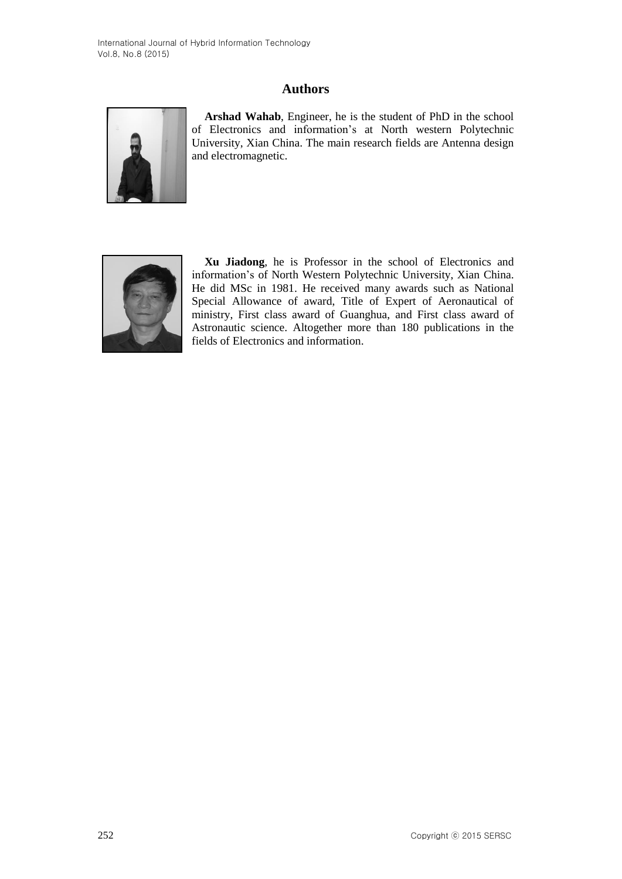## Authors

**Arshad Wahab**, Engineer, he is the student of PhD in the school of Electronics and information's at North western Polytechnic University, Xian China. The main research fields are Antenna design and electromagnetic.

**Xu Jiadong**, he is Professor in the school of Electronics and information's of North Western Polytechnic University, Xian China. He did MSc in 1981. He received many awards such as National Special Allowance of award, Title of Expert of Aeronautical of ministry, First class award of Guanghua, and First class award of Astronautic science. Altogether more than 180 publications in the fields of Electronics and information.